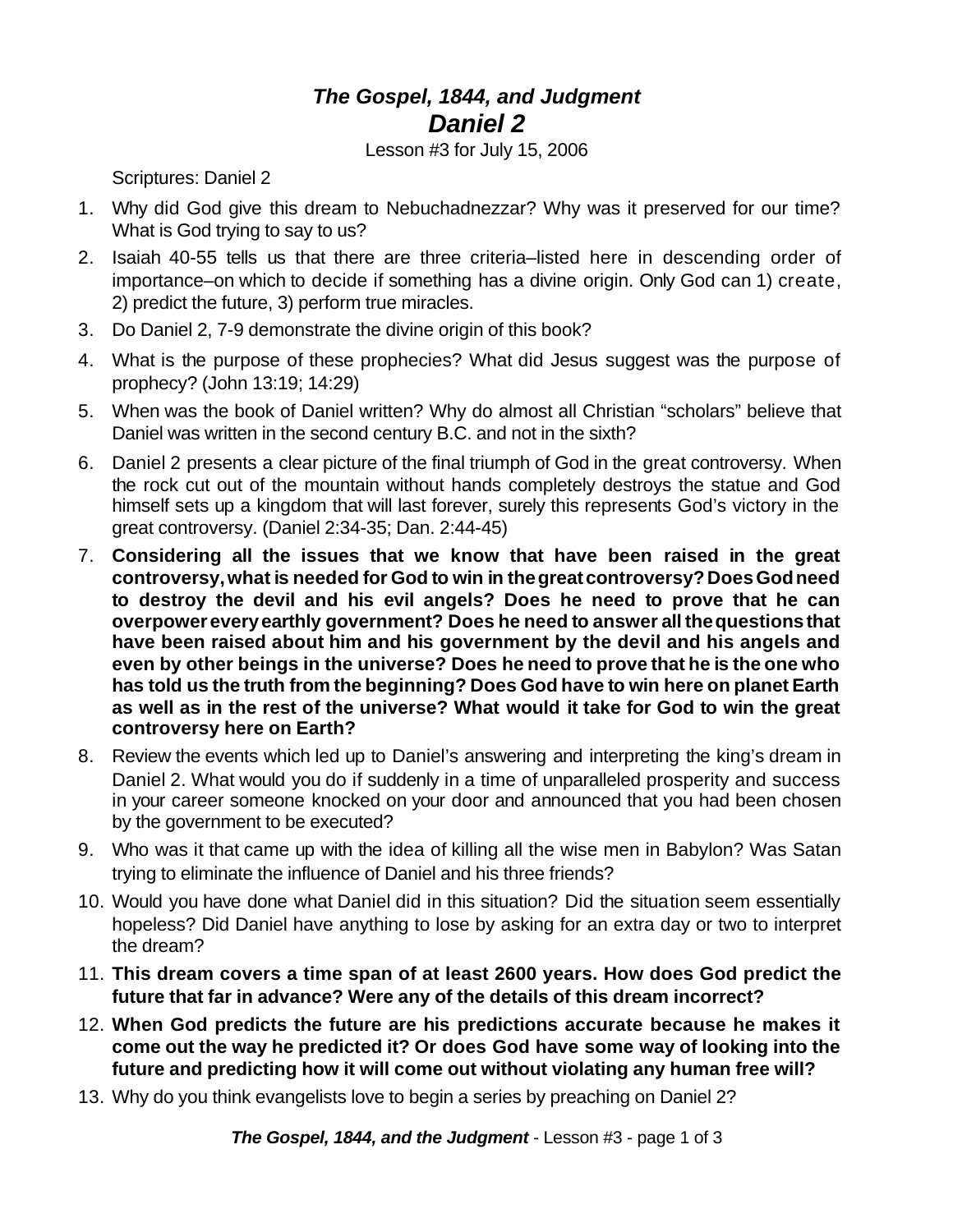# *The Gospel, 1844, and Judgment*
## *Daniel 2*

Lesson #3 for July 15, 2006

Scriptures: Daniel 2

1. Why did God give this dream to Nebuchadnezzar? Why was it preserved for our time? What is God trying to say to us?
2. Isaiah 40-55 tells us that there are three criteria–listed here in descending order of importance–on which to decide if something has a divine origin. Only God can 1) create, 2) predict the future, 3) perform true miracles.
3. Do Daniel 2, 7-9 demonstrate the divine origin of this book?
4. What is the purpose of these prophecies? What did Jesus suggest was the purpose of prophecy? (John 13:19; 14:29)
5. When was the book of Daniel written? Why do almost all Christian "scholars" believe that Daniel was written in the second century B.C. and not in the sixth?
6. Daniel 2 presents a clear picture of the final triumph of God in the great controversy. When the rock cut out of the mountain without hands completely destroys the statue and God himself sets up a kingdom that will last forever, surely this represents God's victory in the great controversy. (Daniel 2:34-35; Dan. 2:44-45)
7. **Considering all the issues that we know that have been raised in the great controversy, what is needed for God to win in the great controversy? Does God need to destroy the devil and his evil angels? Does he need to prove that he can overpower every earthly government? Does he need to answer all the questions that have been raised about him and his government by the devil and his angels and even by other beings in the universe? Does he need to prove that he is the one who has told us the truth from the beginning? Does God have to win here on planet Earth as well as in the rest of the universe? What would it take for God to win the great controversy here on Earth?**
8. Review the events which led up to Daniel's answering and interpreting the king's dream in Daniel 2. What would you do if suddenly in a time of unparalleled prosperity and success in your career someone knocked on your door and announced that you had been chosen by the government to be executed?
9. Who was it that came up with the idea of killing all the wise men in Babylon? Was Satan trying to eliminate the influence of Daniel and his three friends?
10. Would you have done what Daniel did in this situation? Did the situation seem essentially hopeless? Did Daniel have anything to lose by asking for an extra day or two to interpret the dream?
11. **This dream covers a time span of at least 2600 years. How does God predict the future that far in advance? Were any of the details of this dream incorrect?**
12. **When God predicts the future are his predictions accurate because he makes it come out the way he predicted it? Or does God have some way of looking into the future and predicting how it will come out without violating any human free will?**
13. Why do you think evangelists love to begin a series by preaching on Daniel 2?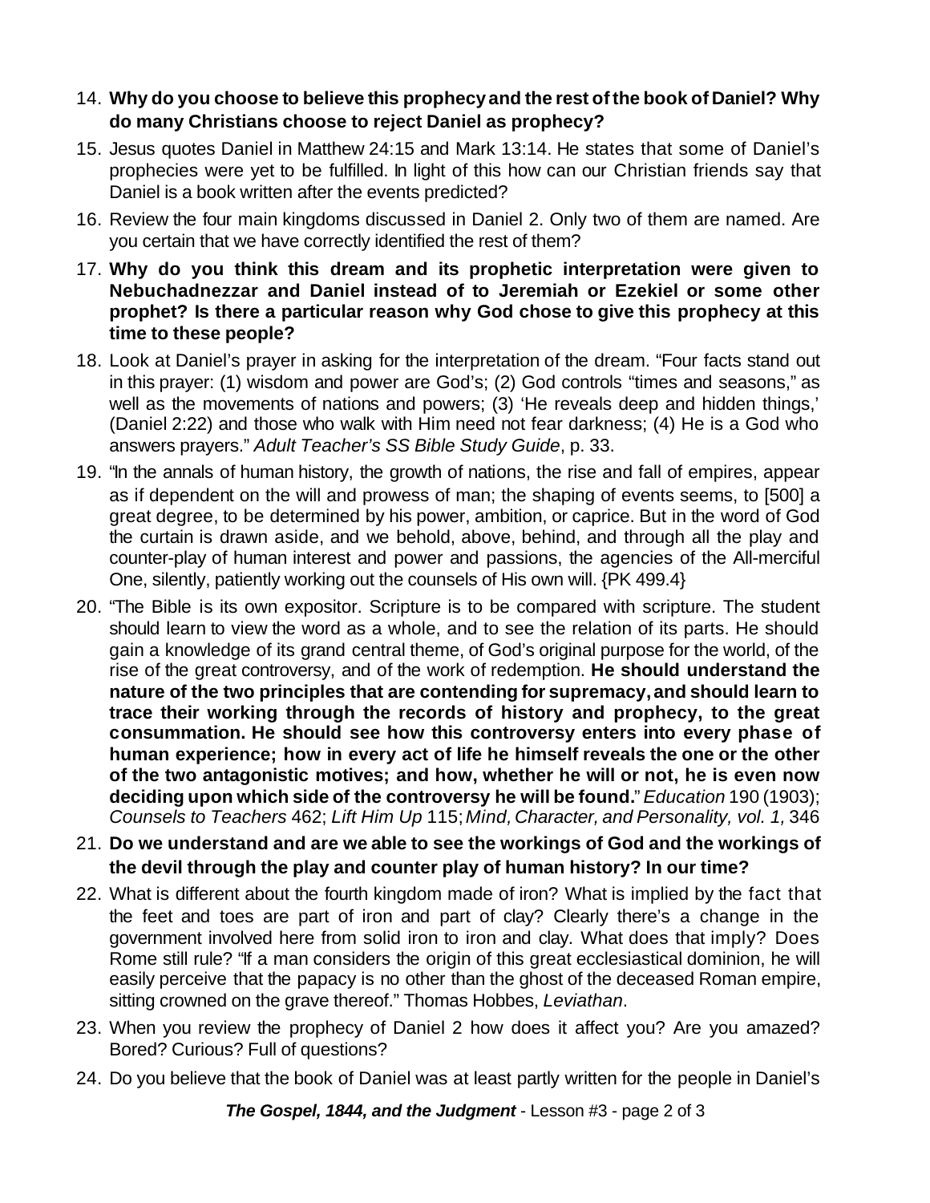14. **Why do you choose to believe this prophecy and the rest of the book of Daniel? Why do many Christians choose to reject Daniel as prophecy?**
15. Jesus quotes Daniel in Matthew 24:15 and Mark 13:14. He states that some of Daniel's prophecies were yet to be fulfilled. In light of this how can our Christian friends say that Daniel is a book written after the events predicted?
16. Review the four main kingdoms discussed in Daniel 2. Only two of them are named. Are you certain that we have correctly identified the rest of them?
17. **Why do you think this dream and its prophetic interpretation were given to Nebuchadnezzar and Daniel instead of to Jeremiah or Ezekiel or some other prophet? Is there a particular reason why God chose to give this prophecy at this time to these people?**
18. Look at Daniel's prayer in asking for the interpretation of the dream. "Four facts stand out in this prayer: (1) wisdom and power are God's; (2) God controls "times and seasons," as well as the movements of nations and powers; (3) 'He reveals deep and hidden things,' (Daniel 2:22) and those who walk with Him need not fear darkness; (4) He is a God who answers prayers." *Adult Teacher's SS Bible Study Guide*, p. 33.
19. "In the annals of human history, the growth of nations, the rise and fall of empires, appear as if dependent on the will and prowess of man; the shaping of events seems, to [500] a great degree, to be determined by his power, ambition, or caprice. But in the word of God the curtain is drawn aside, and we behold, above, behind, and through all the play and counter-play of human interest and power and passions, the agencies of the All-merciful One, silently, patiently working out the counsels of His own will. {PK 499.4}
20. "The Bible is its own expositor. Scripture is to be compared with scripture. The student should learn to view the word as a whole, and to see the relation of its parts. He should gain a knowledge of its grand central theme, of God's original purpose for the world, of the rise of the great controversy, and of the work of redemption. **He should understand the nature of the two principles that are contending for supremacy, and should learn to trace their working through the records of history and prophecy, to the great consummation. He should see how this controversy enters into every phase of human experience; how in every act of life he himself reveals the one or the other of the two antagonistic motives; and how, whether he will or not, he is even now deciding upon which side of the controversy he will be found.**" *Education* 190 (1903); *Counsels to Teachers* 462; *Lift Him Up* 115; *Mind, Character, and Personality, vol. 1,* 346
21. **Do we understand and are we able to see the workings of God and the workings of the devil through the play and counter play of human history? In our time?**
22. What is different about the fourth kingdom made of iron? What is implied by the fact that the feet and toes are part of iron and part of clay? Clearly there's a change in the government involved here from solid iron to iron and clay. What does that imply? Does Rome still rule? "If a man considers the origin of this great ecclesiastical dominion, he will easily perceive that the papacy is no other than the ghost of the deceased Roman empire, sitting crowned on the grave thereof." Thomas Hobbes, *Leviathan*.
23. When you review the prophecy of Daniel 2 how does it affect you? Are you amazed? Bored? Curious? Full of questions?
24. Do you believe that the book of Daniel was at least partly written for the people in Daniel's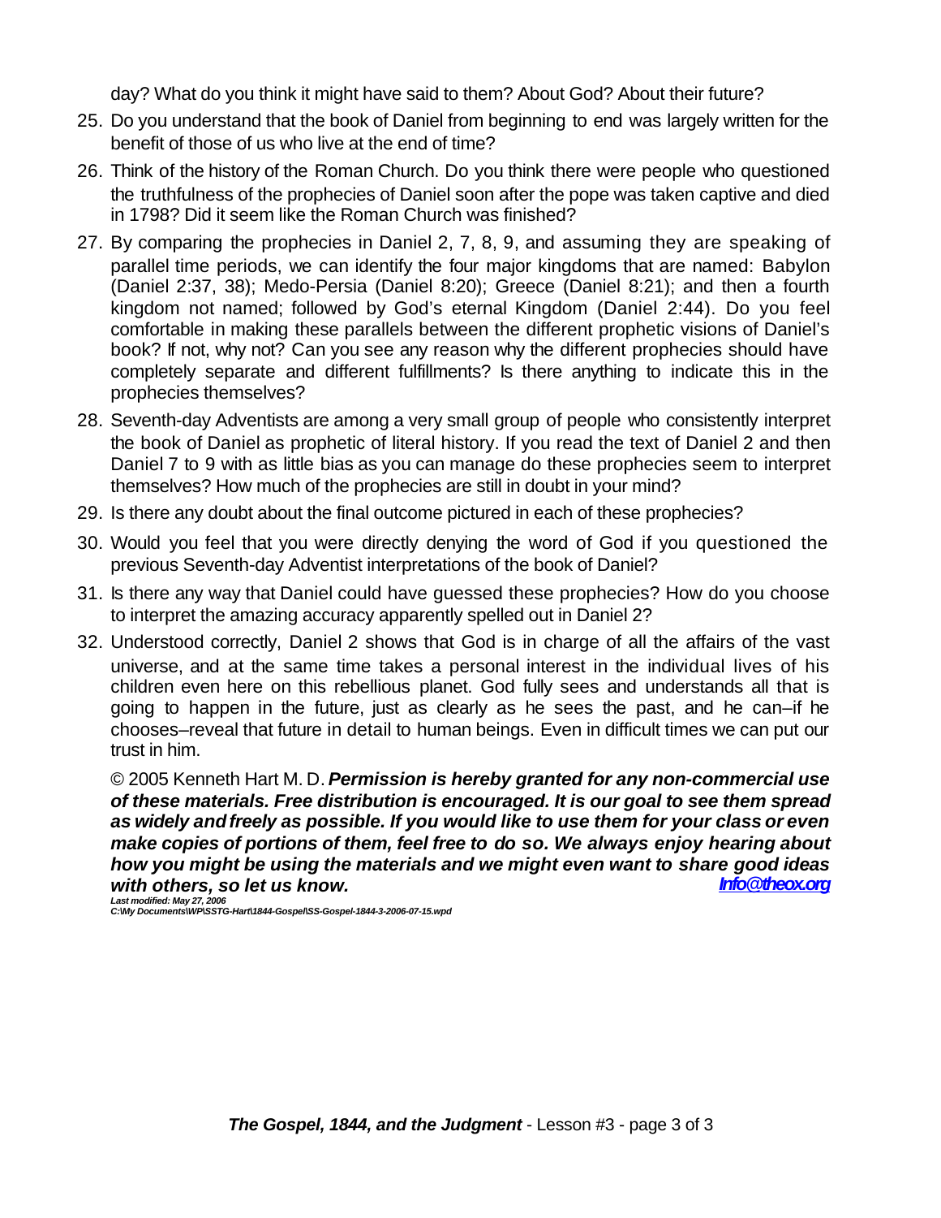day? What do you think it might have said to them? About God? About their future?

25. Do you understand that the book of Daniel from beginning to end was largely written for the benefit of those of us who live at the end of time?
26. Think of the history of the Roman Church. Do you think there were people who questioned the truthfulness of the prophecies of Daniel soon after the pope was taken captive and died in 1798? Did it seem like the Roman Church was finished?
27. By comparing the prophecies in Daniel 2, 7, 8, 9, and assuming they are speaking of parallel time periods, we can identify the four major kingdoms that are named: Babylon (Daniel 2:37, 38); Medo-Persia (Daniel 8:20); Greece (Daniel 8:21); and then a fourth kingdom not named; followed by God's eternal Kingdom (Daniel 2:44). Do you feel comfortable in making these parallels between the different prophetic visions of Daniel's book? If not, why not? Can you see any reason why the different prophecies should have completely separate and different fulfillments? Is there anything to indicate this in the prophecies themselves?
28. Seventh-day Adventists are among a very small group of people who consistently interpret the book of Daniel as prophetic of literal history. If you read the text of Daniel 2 and then Daniel 7 to 9 with as little bias as you can manage do these prophecies seem to interpret themselves? How much of the prophecies are still in doubt in your mind?
29. Is there any doubt about the final outcome pictured in each of these prophecies?
30. Would you feel that you were directly denying the word of God if you questioned the previous Seventh-day Adventist interpretations of the book of Daniel?
31. Is there any way that Daniel could have guessed these prophecies? How do you choose to interpret the amazing accuracy apparently spelled out in Daniel 2?
32. Understood correctly, Daniel 2 shows that God is in charge of all the affairs of the vast universe, and at the same time takes a personal interest in the individual lives of his children even here on this rebellious planet. God fully sees and understands all that is going to happen in the future, just as clearly as he sees the past, and he can–if he chooses–reveal that future in detail to human beings. Even in difficult times we can put our trust in him.

© 2005 Kenneth Hart M. D. ***Permission is hereby granted for any non-commercial use of these materials. Free distribution is encouraged. It is our goal to see them spread as widely and freely as possible. If you would like to use them for your class or even make copies of portions of them, feel free to do so. We always enjoy hearing about how you might be using the materials and we might even want to share good ideas with others, so let us know.*** ***Info@theox.org***

***Last modified: May 27, 2006***
***C:\My Documents\WP\SSTG-Hart\1844-Gospel\SS-Gospel-1844-3-2006-07-15.wpd***